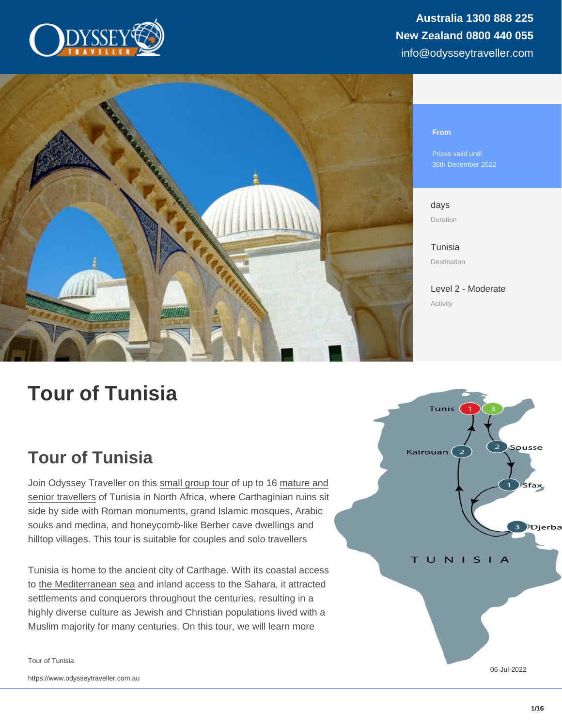Australia 1300 888 225
New Zealand 0800 440 055
info@odysseytraveller.com

From

Prices valid until 30th December 2022

days
Duration

Tunisia
Destination

Level 2 - Moderate
Activity

# Tour of Tunisia

## Tour of Tunisia

Join Odyssey Traveller on this small group tour of up to 16 mature and senior travellers of Tunisia in North Africa, where Carthaginian ruins sit side by side with Roman monuments, grand Islamic mosques, Arabic souks and medina, and honeycomb-like Berber cave dwellings and hilltop villages. This tour is suitable for couples and solo travellers

Tunisia is home to the ancient city of Carthage. With its coastal access to the Mediterranean sea and inland access to the Sahara, it attracted settlements and conquerors throughout the centuries, resulting in a highly diverse culture as Jewish and Christian populations lived with a Muslim majority for many centuries. On this tour, we will learn more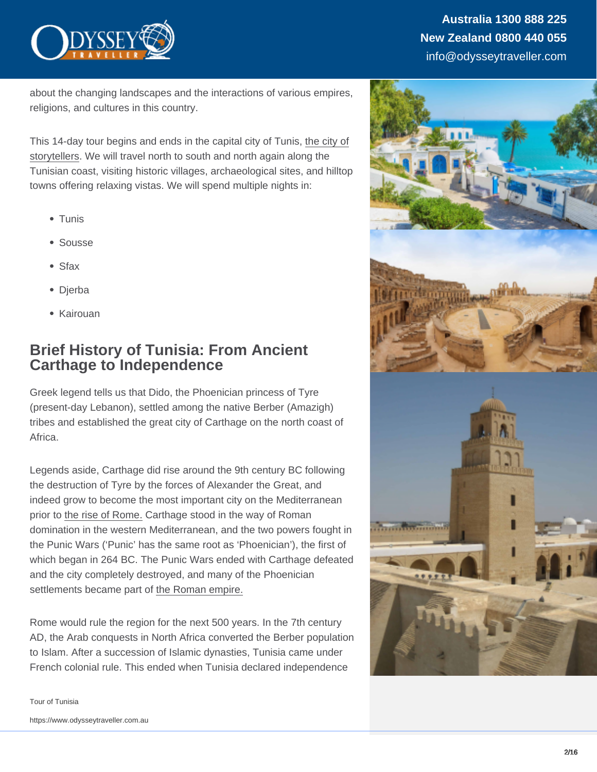about the changing landscapes and the interactions of various empires, religions, and cultures in this country.

This 14-day tour begins and ends in the capital city of Tunis, the city of storytellers. We will travel north to south and north again along the Tunisian coast, visiting historic villages, archaeological sites, and hilltop towns offering relaxing vistas. We will spend multiple nights in:

- Tunis
- Sousse
- Sfax
- Djerba
- Kairouan

## Brief History of Tunisia: From Ancient Carthage to Independence

Greek legend tells us that Dido, the Phoenician princess of Tyre (present-day Lebanon), settled among the native Berber (Amazigh) tribes and established the great city of Carthage on the north coast of Africa.

Legends aside, Carthage did rise around the 9th century BC following the destruction of Tyre by the forces of Alexander the Great, and indeed grow to become the most important city on the Mediterranean prior to the rise of Rome. Carthage stood in the way of Roman domination in the western Mediterranean, and the two powers fought in the Punic Wars ('Punic' has the same root as 'Phoenician'), the first of which began in 264 BC. The Punic Wars ended with Carthage defeated and the city completely destroyed, and many of the Phoenician settlements became part of the Roman empire.

Rome would rule the region for the next 500 years. In the 7th century AD, the Arab conquests in North Africa converted the Berber population to Islam. After a succession of Islamic dynasties, Tunisia came under French colonial rule. This ended when Tunisia declared independence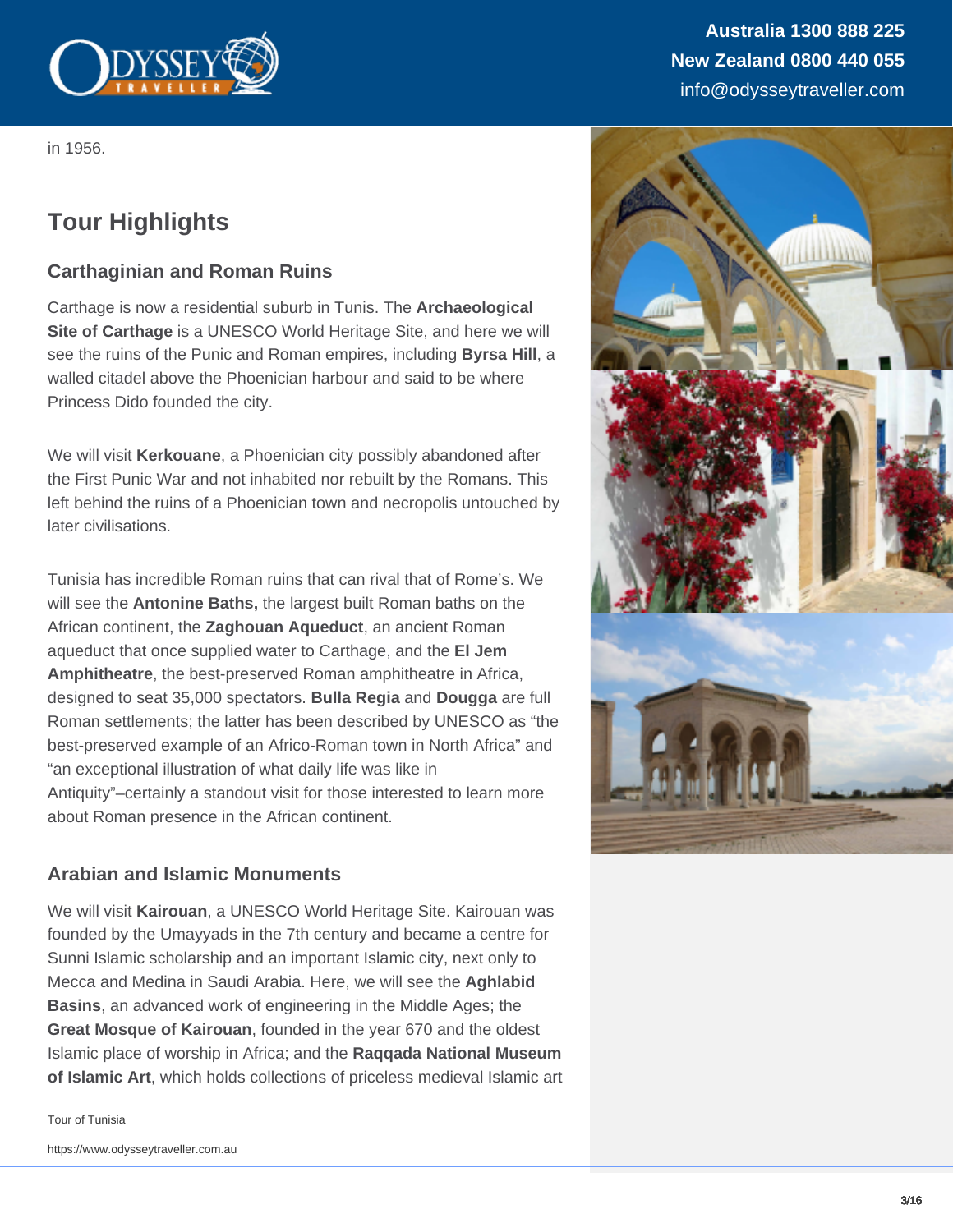in 1956.

## Tour Highlights

### Carthaginian and Roman Ruins

Carthage is now a residential suburb in Tunis. The **Archaeological Site of Carthage** is a UNESCO World Heritage Site, and here we will see the ruins of the Punic and Roman empires, including **Byrsa Hill**, a walled citadel above the Phoenician harbour and said to be where Princess Dido founded the city.

We will visit **Kerkouane**, a Phoenician city possibly abandoned after the First Punic War and not inhabited nor rebuilt by the Romans. This left behind the ruins of a Phoenician town and necropolis untouched by later civilisations.

Tunisia has incredible Roman ruins that can rival that of Rome's. We will see the **Antonine Baths,** the largest built Roman baths on the African continent, the **Zaghouan Aqueduct**, an ancient Roman aqueduct that once supplied water to Carthage, and the **El Jem Amphitheatre**, the best-preserved Roman amphitheatre in Africa, designed to seat 35,000 spectators. **Bulla Regia** and **Dougga** are full Roman settlements; the latter has been described by UNESCO as "the best-preserved example of an Africo-Roman town in North Africa" and "an exceptional illustration of what daily life was like in Antiquity"–certainly a standout visit for those interested to learn more about Roman presence in the African continent.

### Arabian and Islamic Monuments

We will visit **Kairouan**, a UNESCO World Heritage Site. Kairouan was founded by the Umayyads in the 7th century and became a centre for Sunni Islamic scholarship and an important Islamic city, next only to Mecca and Medina in Saudi Arabia. Here, we will see the **Aghlabid Basins**, an advanced work of engineering in the Middle Ages; the **Great Mosque of Kairouan**, founded in the year 670 and the oldest Islamic place of worship in Africa; and the **Raqqada National Museum of Islamic Art**, which holds collections of priceless medieval Islamic art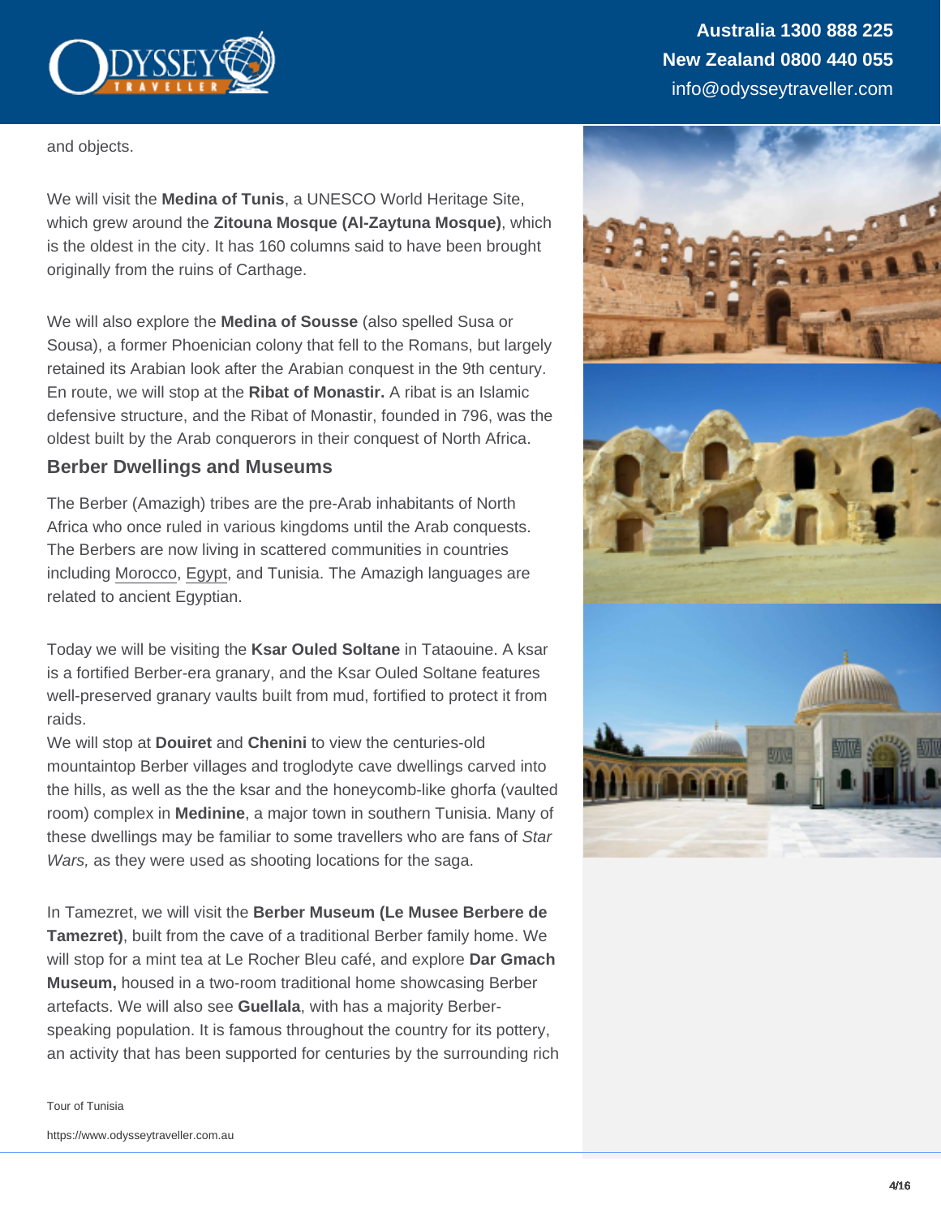and objects.

We will visit the **Medina of Tunis**, a UNESCO World Heritage Site, which grew around the **Zitouna Mosque (Al-Zaytuna Mosque)**, which is the oldest in the city. It has 160 columns said to have been brought originally from the ruins of Carthage.

We will also explore the **Medina of Sousse** (also spelled Susa or Sousa), a former Phoenician colony that fell to the Romans, but largely retained its Arabian look after the Arabian conquest in the 9th century. En route, we will stop at the **Ribat of Monastir.** A ribat is an Islamic defensive structure, and the Ribat of Monastir, founded in 796, was the oldest built by the Arab conquerors in their conquest of North Africa.

### Berber Dwellings and Museums

The Berber (Amazigh) tribes are the pre-Arab inhabitants of North Africa who once ruled in various kingdoms until the Arab conquests. The Berbers are now living in scattered communities in countries including Morocco, Egypt, and Tunisia. The Amazigh languages are related to ancient Egyptian.

Today we will be visiting the **Ksar Ouled Soltane** in Tataouine. A ksar is a fortified Berber-era granary, and the Ksar Ouled Soltane features well-preserved granary vaults built from mud, fortified to protect it from raids.
We will stop at **Douiret** and **Chenini** to view the centuries-old mountaintop Berber villages and troglodyte cave dwellings carved into the hills, as well as the the ksar and the honeycomb-like ghorfa (vaulted room) complex in **Medinine**, a major town in southern Tunisia. Many of these dwellings may be familiar to some travellers who are fans of *Star Wars,* as they were used as shooting locations for the saga.

In Tamezret, we will visit the **Berber Museum (Le Musee Berbere de Tamezret)**, built from the cave of a traditional Berber family home. We will stop for a mint tea at Le Rocher Bleu café, and explore **Dar Gmach Museum,** housed in a two-room traditional home showcasing Berber artefacts. We will also see **Guellala**, with has a majority Berber-speaking population. It is famous throughout the country for its pottery, an activity that has been supported for centuries by the surrounding rich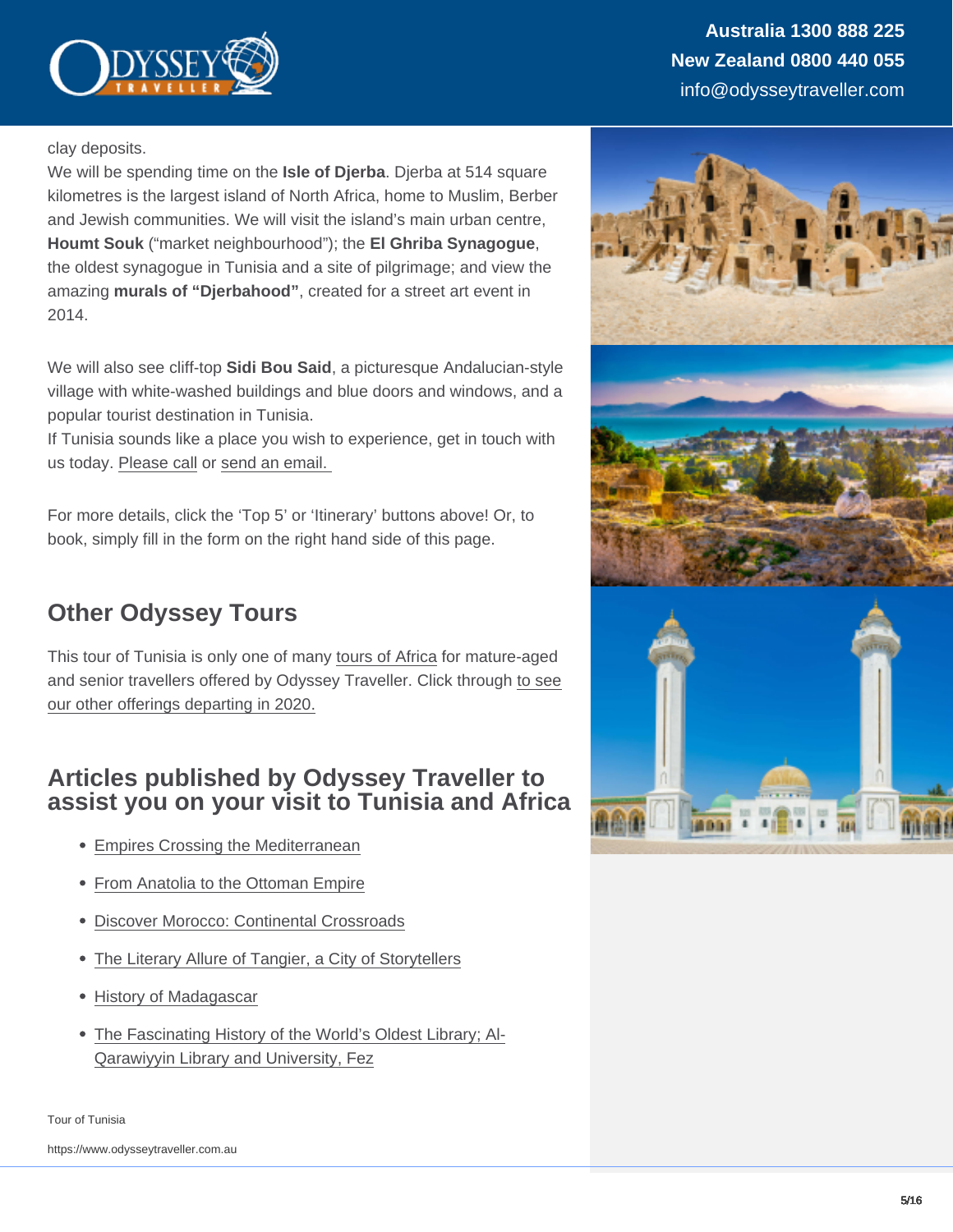clay deposits.

We will be spending time on the **Isle of Djerba**. Djerba at 514 square kilometres is the largest island of North Africa, home to Muslim, Berber and Jewish communities. We will visit the island's main urban centre, **Houmt Souk** ("market neighbourhood"); the **El Ghriba Synagogue**, the oldest synagogue in Tunisia and a site of pilgrimage; and view the amazing **murals of "Djerbahood"**, created for a street art event in 2014.

We will also see cliff-top **Sidi Bou Said**, a picturesque Andalucian-style village with white-washed buildings and blue doors and windows, and a popular tourist destination in Tunisia.

If Tunisia sounds like a place you wish to experience, get in touch with us today. Please call or send an email.

For more details, click the 'Top 5' or 'Itinerary' buttons above! Or, to book, simply fill in the form on the right hand side of this page.

## Other Odyssey Tours

This tour of Tunisia is only one of many tours of Africa for mature-aged and senior travellers offered by Odyssey Traveller. Click through to see our other offerings departing in 2020.

## Articles published by Odyssey Traveller to assist you on your visit to Tunisia and Africa

- Empires Crossing the Mediterranean
- From Anatolia to the Ottoman Empire
- Discover Morocco: Continental Crossroads
- The Literary Allure of Tangier, a City of Storytellers
- History of Madagascar
- The Fascinating History of the World's Oldest Library; Al-Qarawiyyin Library and University, Fez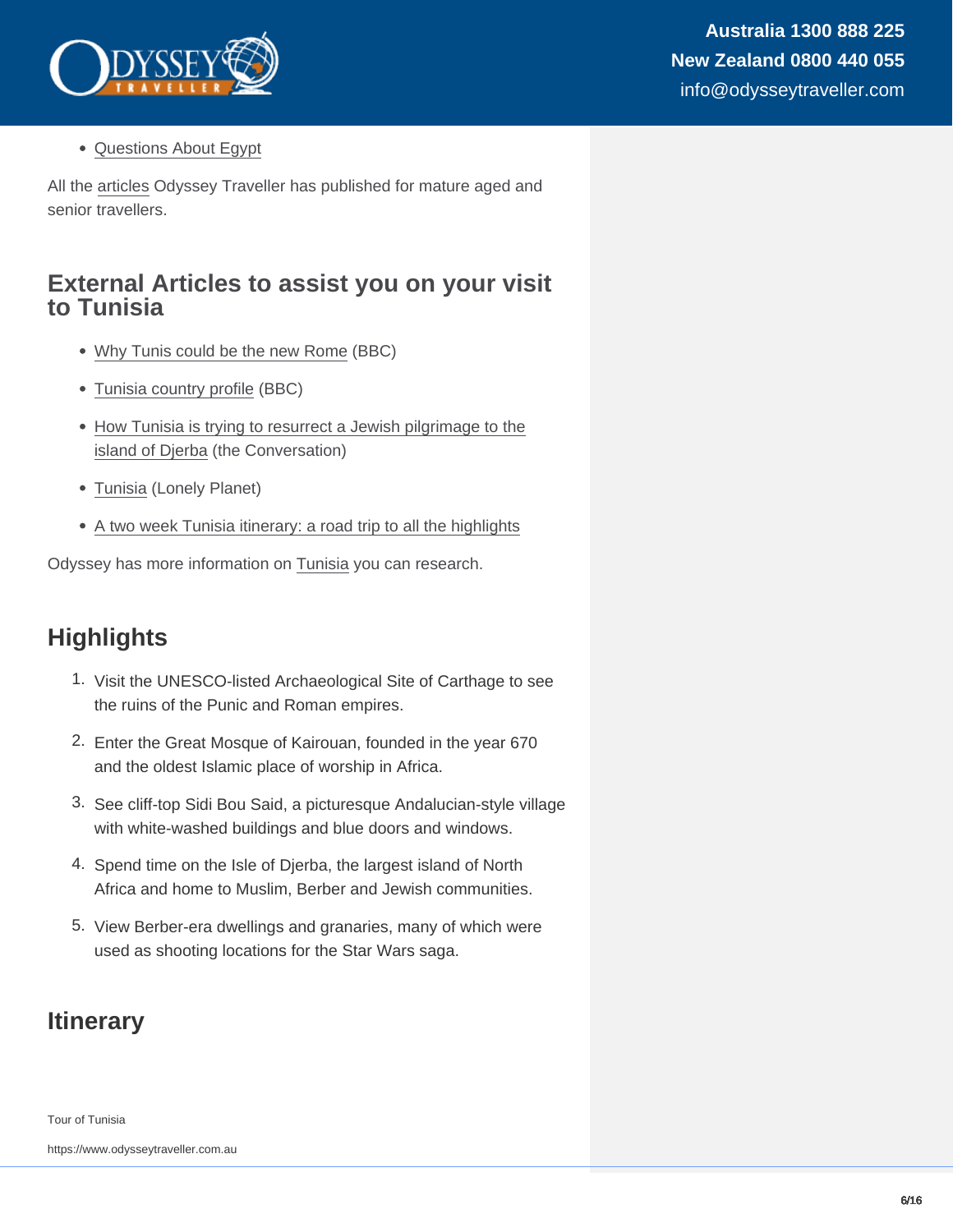- Questions About Egypt

All the articles Odyssey Traveller has published for mature aged and senior travellers.

## External Articles to assist you on your visit to Tunisia

- Why Tunis could be the new Rome (BBC)
- Tunisia country profile (BBC)
- How Tunisia is trying to resurrect a Jewish pilgrimage to the island of Djerba (the Conversation)
- Tunisia (Lonely Planet)
- A two week Tunisia itinerary: a road trip to all the highlights

Odyssey has more information on Tunisia you can research.

## Highlights

1. Visit the UNESCO-listed Archaeological Site of Carthage to see the ruins of the Punic and Roman empires.
2. Enter the Great Mosque of Kairouan, founded in the year 670 and the oldest Islamic place of worship in Africa.
3. See cliff-top Sidi Bou Said, a picturesque Andalucian-style village with white-washed buildings and blue doors and windows.
4. Spend time on the Isle of Djerba, the largest island of North Africa and home to Muslim, Berber and Jewish communities.
5. View Berber-era dwellings and granaries, many of which were used as shooting locations for the Star Wars saga.

## Itinerary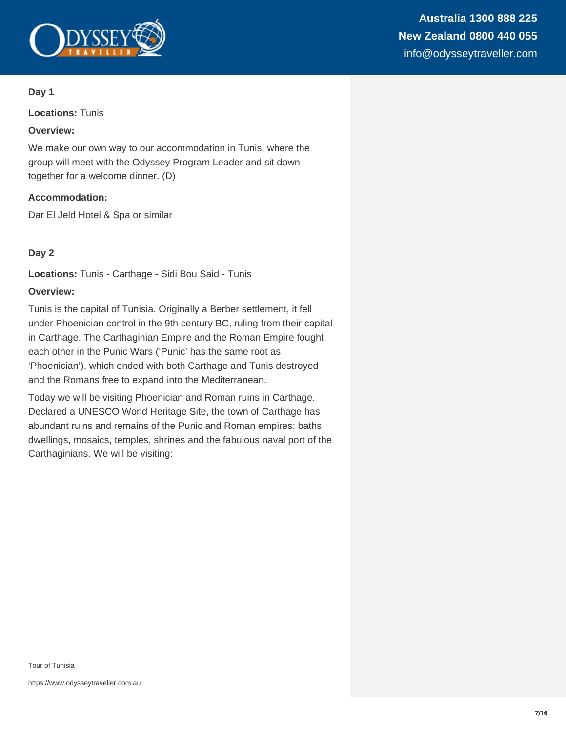### Day 1

**Locations:** Tunis

**Overview:**

We make our own way to our accommodation in Tunis, where the group will meet with the Odyssey Program Leader and sit down together for a welcome dinner. (D)

**Accommodation:**

Dar El Jeld Hotel & Spa or similar

### Day 2

**Locations:** Tunis - Carthage - Sidi Bou Said - Tunis

**Overview:**

Tunis is the capital of Tunisia. Originally a Berber settlement, it fell under Phoenician control in the 9th century BC, ruling from their capital in Carthage. The Carthaginian Empire and the Roman Empire fought each other in the Punic Wars ('Punic' has the same root as 'Phoenician'), which ended with both Carthage and Tunis destroyed and the Romans free to expand into the Mediterranean.

Today we will be visiting Phoenician and Roman ruins in Carthage. Declared a UNESCO World Heritage Site, the town of Carthage has abundant ruins and remains of the Punic and Roman empires: baths, dwellings, mosaics, temples, shrines and the fabulous naval port of the Carthaginians. We will be visiting: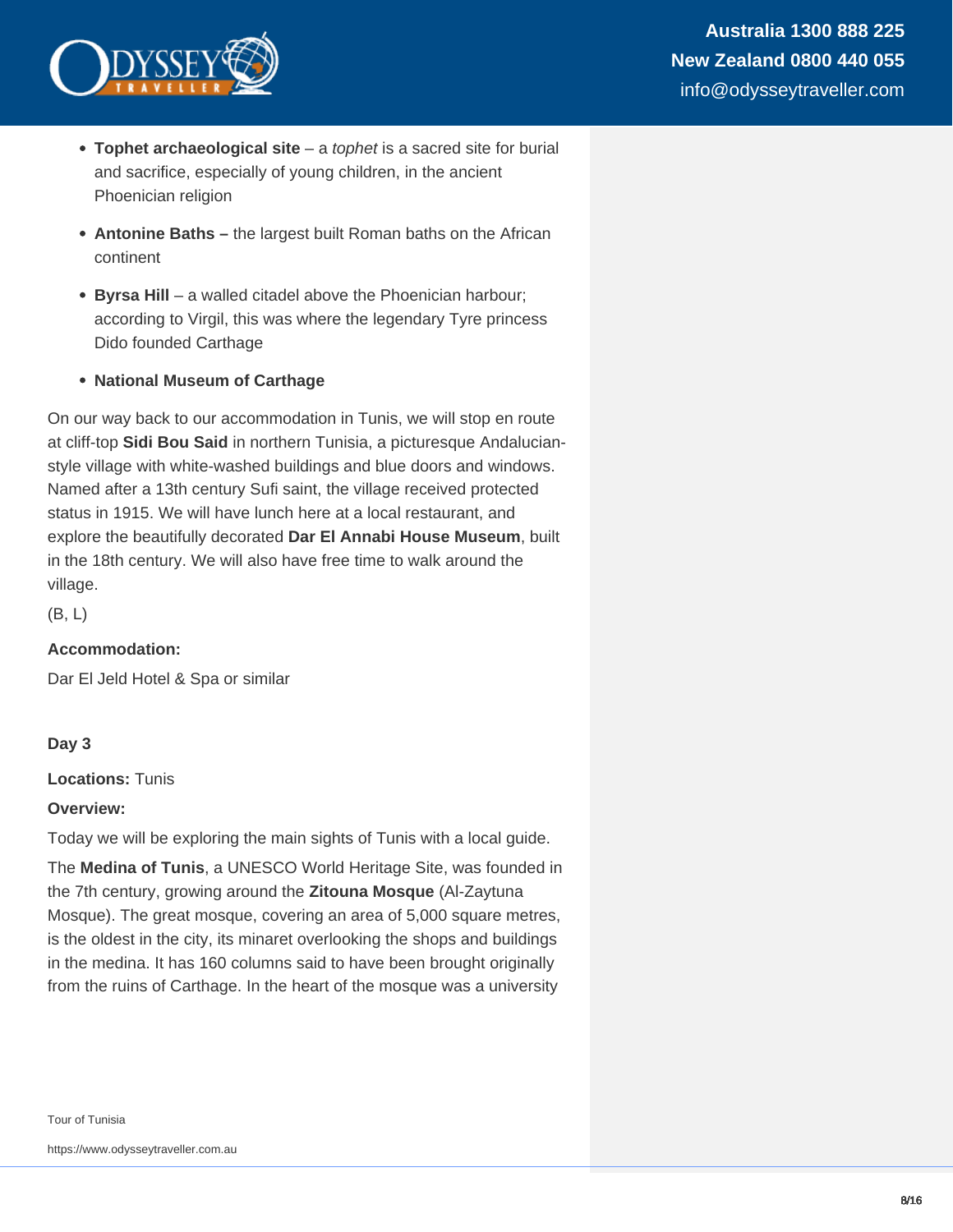- **Tophet archaeological site** – a *tophet* is a sacred site for burial and sacrifice, especially of young children, in the ancient Phoenician religion
- **Antonine Baths –** the largest built Roman baths on the African continent
- **Byrsa Hill** – a walled citadel above the Phoenician harbour; according to Virgil, this was where the legendary Tyre princess Dido founded Carthage
- **National Museum of Carthage**

On our way back to our accommodation in Tunis, we will stop en route at cliff-top **Sidi Bou Said** in northern Tunisia, a picturesque Andalucian-style village with white-washed buildings and blue doors and windows. Named after a 13th century Sufi saint, the village received protected status in 1915. We will have lunch here at a local restaurant, and explore the beautifully decorated **Dar El Annabi House Museum**, built in the 18th century. We will also have free time to walk around the village.

(B, L)

**Accommodation:**

Dar El Jeld Hotel & Spa or similar

**Day 3**

**Locations:** Tunis

**Overview:**

Today we will be exploring the main sights of Tunis with a local guide.

The **Medina of Tunis**, a UNESCO World Heritage Site, was founded in the 7th century, growing around the **Zitouna Mosque** (Al-Zaytuna Mosque). The great mosque, covering an area of 5,000 square metres, is the oldest in the city, its minaret overlooking the shops and buildings in the medina. It has 160 columns said to have been brought originally from the ruins of Carthage. In the heart of the mosque was a university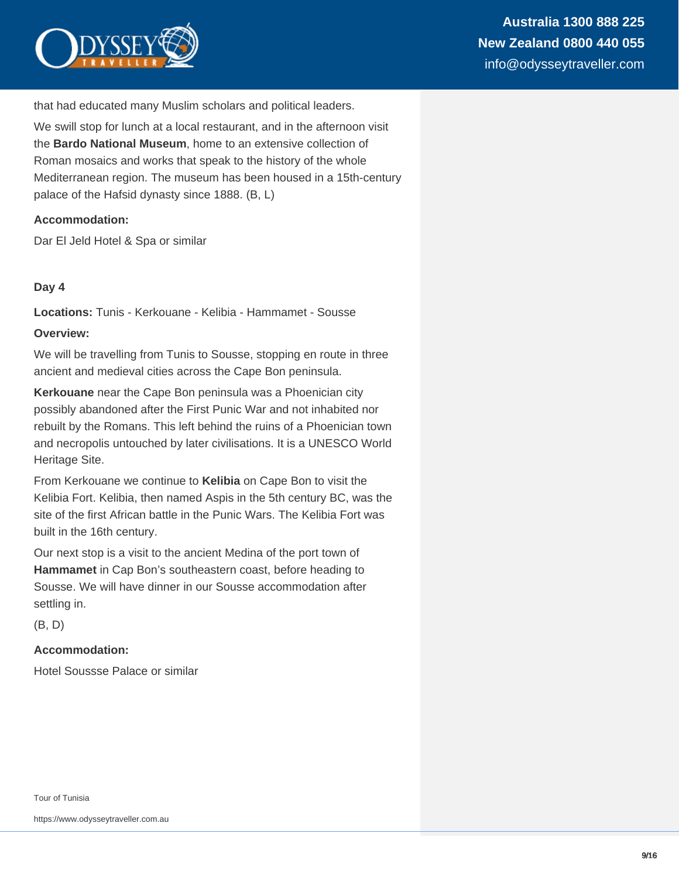that had educated many Muslim scholars and political leaders.

We swill stop for lunch at a local restaurant, and in the afternoon visit the **Bardo National Museum**, home to an extensive collection of Roman mosaics and works that speak to the history of the whole Mediterranean region. The museum has been housed in a 15th-century palace of the Hafsid dynasty since 1888. (B, L)

**Accommodation:**

Dar El Jeld Hotel & Spa or similar

**Day 4**

**Locations:** Tunis - Kerkouane - Kelibia - Hammamet - Sousse

**Overview:**

We will be travelling from Tunis to Sousse, stopping en route in three ancient and medieval cities across the Cape Bon peninsula.

**Kerkouane** near the Cape Bon peninsula was a Phoenician city possibly abandoned after the First Punic War and not inhabited nor rebuilt by the Romans. This left behind the ruins of a Phoenician town and necropolis untouched by later civilisations. It is a UNESCO World Heritage Site.

From Kerkouane we continue to **Kelibia** on Cape Bon to visit the Kelibia Fort. Kelibia, then named Aspis in the 5th century BC, was the site of the first African battle in the Punic Wars. The Kelibia Fort was built in the 16th century.

Our next stop is a visit to the ancient Medina of the port town of **Hammamet** in Cap Bon's southeastern coast, before heading to Sousse. We will have dinner in our Sousse accommodation after settling in.

(B, D)

**Accommodation:**

Hotel Soussse Palace or similar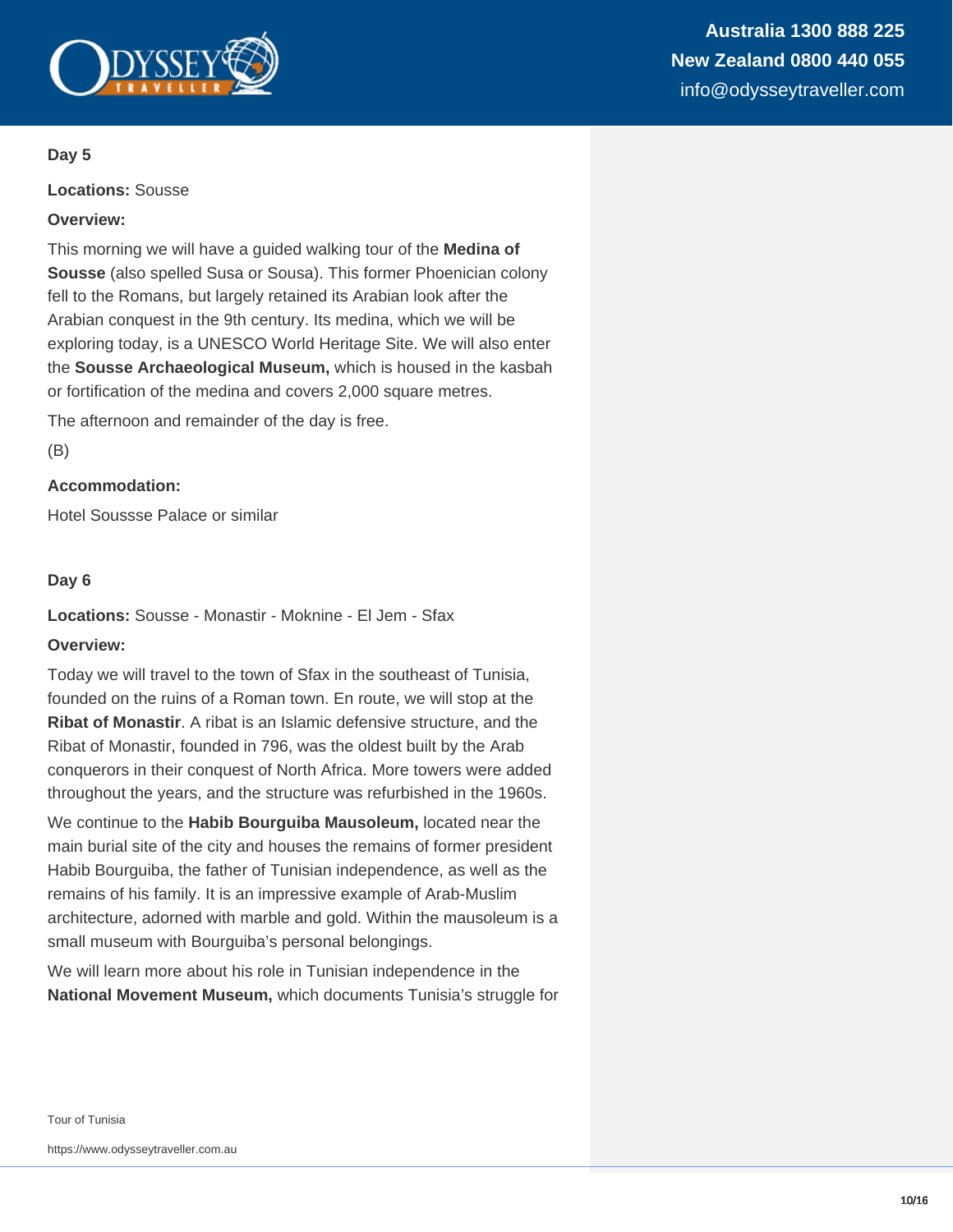**Day 5**

**Locations:** Sousse

**Overview:**

This morning we will have a guided walking tour of the **Medina of Sousse** (also spelled Susa or Sousa). This former Phoenician colony fell to the Romans, but largely retained its Arabian look after the Arabian conquest in the 9th century. Its medina, which we will be exploring today, is a UNESCO World Heritage Site. We will also enter the **Sousse Archaeological Museum,** which is housed in the kasbah or fortification of the medina and covers 2,000 square metres.

The afternoon and remainder of the day is free.

(B)

**Accommodation:**

Hotel Soussse Palace or similar

**Day 6**

**Locations:** Sousse - Monastir - Moknine - El Jem - Sfax

**Overview:**

Today we will travel to the town of Sfax in the southeast of Tunisia, founded on the ruins of a Roman town. En route, we will stop at the **Ribat of Monastir**. A ribat is an Islamic defensive structure, and the Ribat of Monastir, founded in 796, was the oldest built by the Arab conquerors in their conquest of North Africa. More towers were added throughout the years, and the structure was refurbished in the 1960s.

We continue to the **Habib Bourguiba Mausoleum,** located near the main burial site of the city and houses the remains of former president Habib Bourguiba, the father of Tunisian independence, as well as the remains of his family. It is an impressive example of Arab-Muslim architecture, adorned with marble and gold. Within the mausoleum is a small museum with Bourguiba's personal belongings.

We will learn more about his role in Tunisian independence in the **National Movement Museum,** which documents Tunisia's struggle for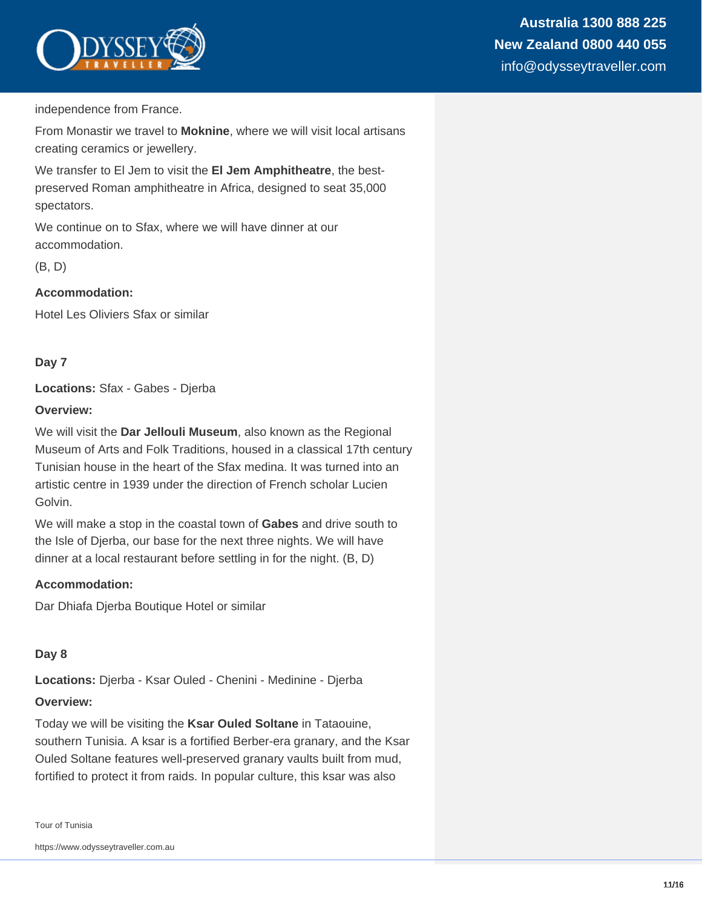independence from France.

From Monastir we travel to **Moknine**, where we will visit local artisans creating ceramics or jewellery.

We transfer to El Jem to visit the **El Jem Amphitheatre**, the best-preserved Roman amphitheatre in Africa, designed to seat 35,000 spectators.

We continue on to Sfax, where we will have dinner at our accommodation.

(B, D)

**Accommodation:**

Hotel Les Oliviers Sfax or similar

**Day 7**

**Locations:** Sfax - Gabes - Djerba

**Overview:**

We will visit the **Dar Jellouli Museum**, also known as the Regional Museum of Arts and Folk Traditions, housed in a classical 17th century Tunisian house in the heart of the Sfax medina. It was turned into an artistic centre in 1939 under the direction of French scholar Lucien Golvin.

We will make a stop in the coastal town of **Gabes** and drive south to the Isle of Djerba, our base for the next three nights. We will have dinner at a local restaurant before settling in for the night. (B, D)

**Accommodation:**

Dar Dhiafa Djerba Boutique Hotel or similar

**Day 8**

**Locations:** Djerba - Ksar Ouled - Chenini - Medinine - Djerba

**Overview:**

Today we will be visiting the **Ksar Ouled Soltane** in Tataouine, southern Tunisia. A ksar is a fortified Berber-era granary, and the Ksar Ouled Soltane features well-preserved granary vaults built from mud, fortified to protect it from raids. In popular culture, this ksar was also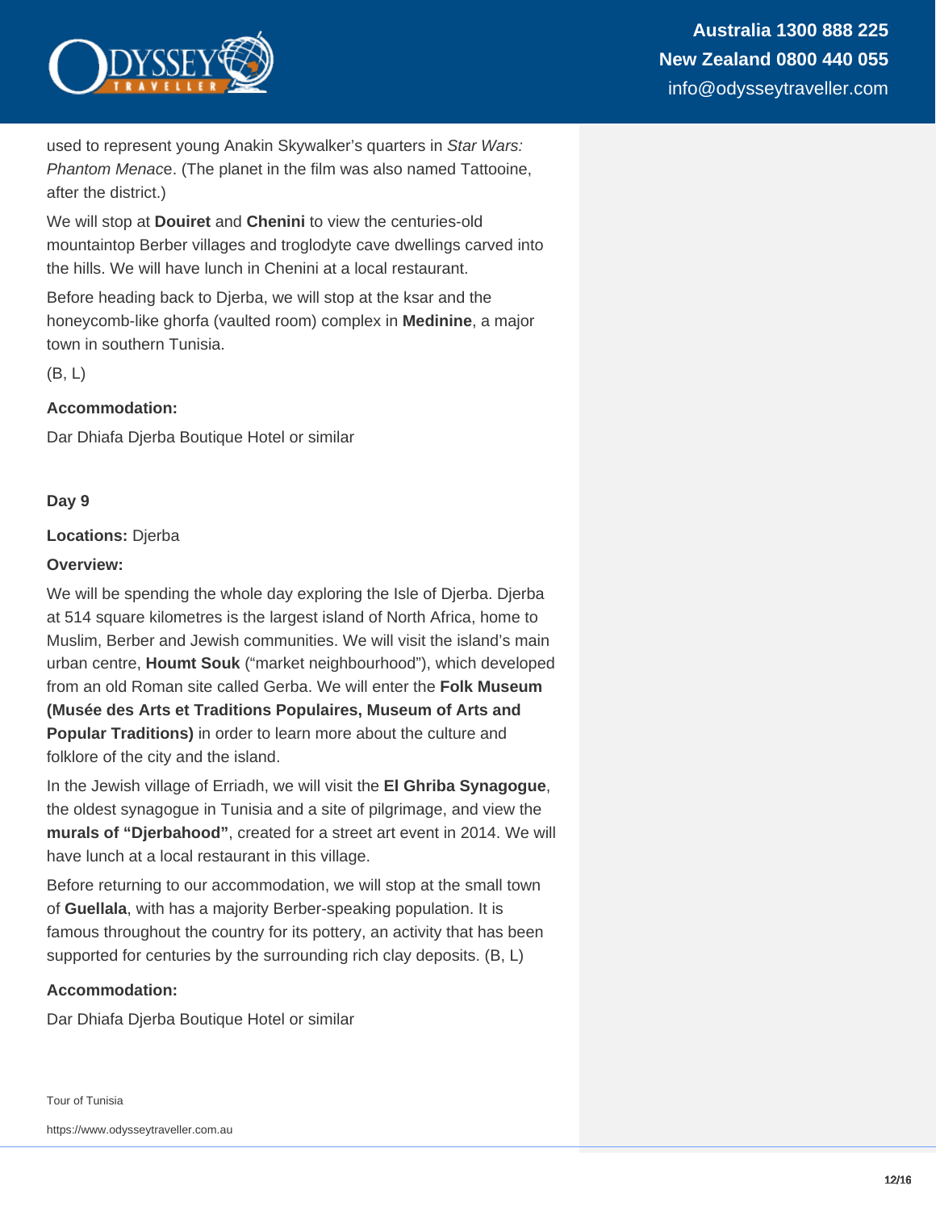used to represent young Anakin Skywalker's quarters in *Star Wars: Phantom Menac*e. (The planet in the film was also named Tattooine, after the district.)

We will stop at **Douiret** and **Chenini** to view the centuries-old mountaintop Berber villages and troglodyte cave dwellings carved into the hills. We will have lunch in Chenini at a local restaurant.

Before heading back to Djerba, we will stop at the ksar and the honeycomb-like ghorfa (vaulted room) complex in **Medinine**, a major town in southern Tunisia.

(B, L)

**Accommodation:**

Dar Dhiafa Djerba Boutique Hotel or similar

**Day 9**

**Locations:** Djerba

**Overview:**

We will be spending the whole day exploring the Isle of Djerba. Djerba at 514 square kilometres is the largest island of North Africa, home to Muslim, Berber and Jewish communities. We will visit the island's main urban centre, **Houmt Souk** ("market neighbourhood"), which developed from an old Roman site called Gerba. We will enter the **Folk Museum (Musée des Arts et Traditions Populaires, Museum of Arts and Popular Traditions)** in order to learn more about the culture and folklore of the city and the island.

In the Jewish village of Erriadh, we will visit the **El Ghriba Synagogue**, the oldest synagogue in Tunisia and a site of pilgrimage, and view the **murals of "Djerbahood"**, created for a street art event in 2014. We will have lunch at a local restaurant in this village.

Before returning to our accommodation, we will stop at the small town of **Guellala**, with has a majority Berber-speaking population. It is famous throughout the country for its pottery, an activity that has been supported for centuries by the surrounding rich clay deposits. (B, L)

**Accommodation:**

Dar Dhiafa Djerba Boutique Hotel or similar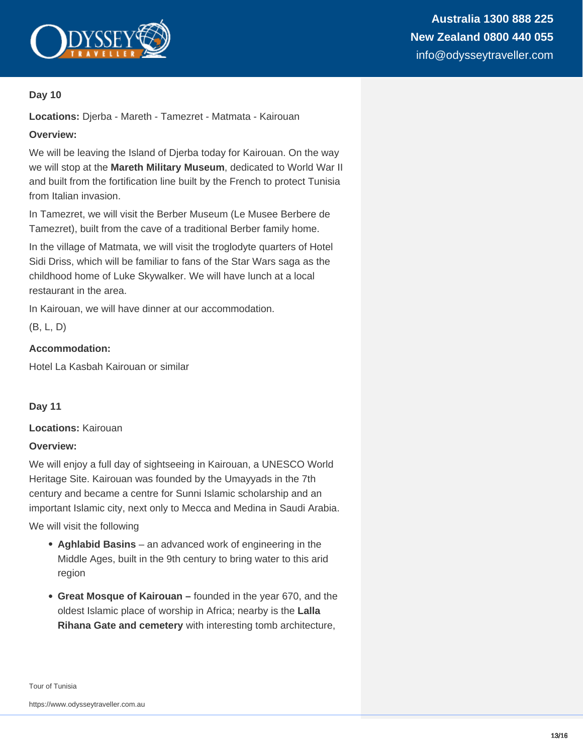### Day 10

**Locations:** Djerba - Mareth - Tamezret - Matmata - Kairouan

**Overview:**

We will be leaving the Island of Djerba today for Kairouan. On the way we will stop at the **Mareth Military Museum**, dedicated to World War II and built from the fortification line built by the French to protect Tunisia from Italian invasion.

In Tamezret, we will visit the Berber Museum (Le Musee Berbere de Tamezret), built from the cave of a traditional Berber family home.

In the village of Matmata, we will visit the troglodyte quarters of Hotel Sidi Driss, which will be familiar to fans of the Star Wars saga as the childhood home of Luke Skywalker. We will have lunch at a local restaurant in the area.

In Kairouan, we will have dinner at our accommodation.

(B, L, D)

**Accommodation:**

Hotel La Kasbah Kairouan or similar

### Day 11

**Locations:** Kairouan

**Overview:**

We will enjoy a full day of sightseeing in Kairouan, a UNESCO World Heritage Site. Kairouan was founded by the Umayyads in the 7th century and became a centre for Sunni Islamic scholarship and an important Islamic city, next only to Mecca and Medina in Saudi Arabia.

We will visit the following

- **Aghlabid Basins** – an advanced work of engineering in the Middle Ages, built in the 9th century to bring water to this arid region
- **Great Mosque of Kairouan –** founded in the year 670, and the oldest Islamic place of worship in Africa; nearby is the **Lalla Rihana Gate and cemetery** with interesting tomb architecture,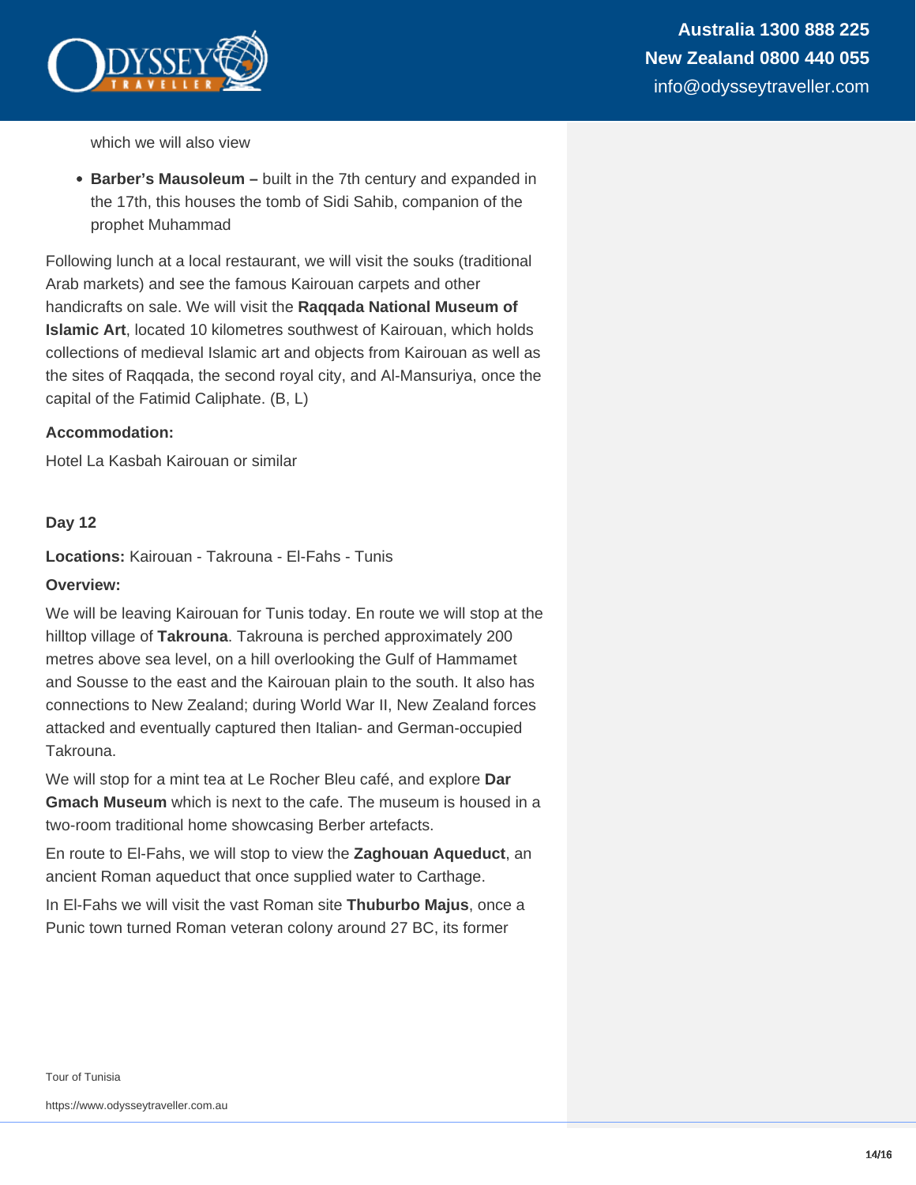which we will also view

- **Barber's Mausoleum –** built in the 7th century and expanded in the 17th, this houses the tomb of Sidi Sahib, companion of the prophet Muhammad

Following lunch at a local restaurant, we will visit the souks (traditional Arab markets) and see the famous Kairouan carpets and other handicrafts on sale. We will visit the **Raqqada National Museum of Islamic Art**, located 10 kilometres southwest of Kairouan, which holds collections of medieval Islamic art and objects from Kairouan as well as the sites of Raqqada, the second royal city, and Al-Mansuriya, once the capital of the Fatimid Caliphate. (B, L)

**Accommodation:**

Hotel La Kasbah Kairouan or similar

**Day 12**

**Locations:** Kairouan - Takrouna - El-Fahs - Tunis

**Overview:**

We will be leaving Kairouan for Tunis today. En route we will stop at the hilltop village of **Takrouna**. Takrouna is perched approximately 200 metres above sea level, on a hill overlooking the Gulf of Hammamet and Sousse to the east and the Kairouan plain to the south. It also has connections to New Zealand; during World War II, New Zealand forces attacked and eventually captured then Italian- and German-occupied Takrouna.

We will stop for a mint tea at Le Rocher Bleu café, and explore **Dar Gmach Museum** which is next to the cafe. The museum is housed in a two-room traditional home showcasing Berber artefacts.

En route to El-Fahs, we will stop to view the **Zaghouan Aqueduct**, an ancient Roman aqueduct that once supplied water to Carthage.

In El-Fahs we will visit the vast Roman site **Thuburbo Majus**, once a Punic town turned Roman veteran colony around 27 BC, its former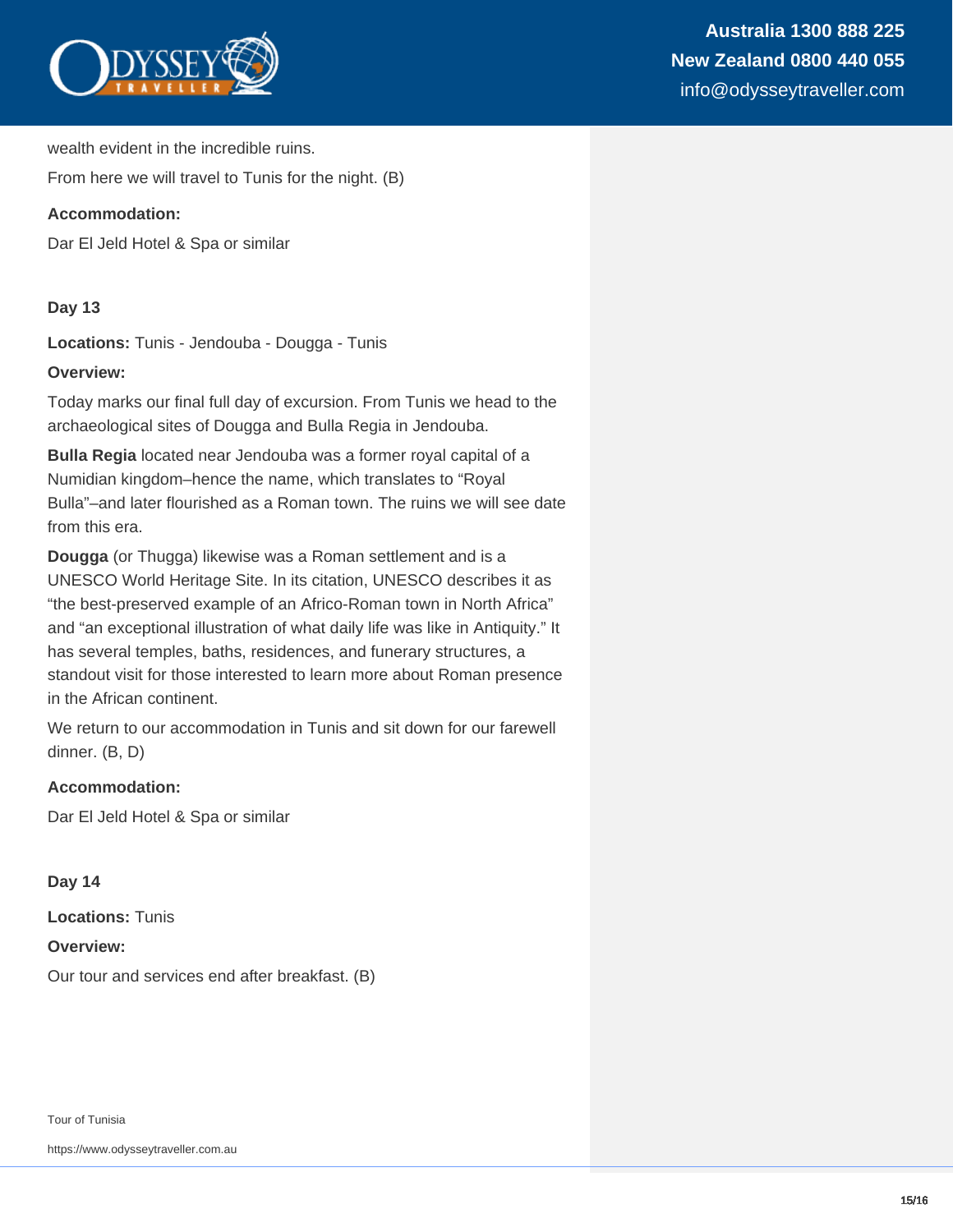wealth evident in the incredible ruins.

From here we will travel to Tunis for the night. (B)

**Accommodation:**

Dar El Jeld Hotel & Spa or similar

**Day 13**

**Locations:** Tunis - Jendouba - Dougga - Tunis

**Overview:**

Today marks our final full day of excursion. From Tunis we head to the archaeological sites of Dougga and Bulla Regia in Jendouba.

**Bulla Regia** located near Jendouba was a former royal capital of a Numidian kingdom–hence the name, which translates to "Royal Bulla"–and later flourished as a Roman town. The ruins we will see date from this era.

**Dougga** (or Thugga) likewise was a Roman settlement and is a UNESCO World Heritage Site. In its citation, UNESCO describes it as "the best-preserved example of an Africo-Roman town in North Africa" and "an exceptional illustration of what daily life was like in Antiquity." It has several temples, baths, residences, and funerary structures, a standout visit for those interested to learn more about Roman presence in the African continent.

We return to our accommodation in Tunis and sit down for our farewell dinner. (B, D)

**Accommodation:**

Dar El Jeld Hotel & Spa or similar

**Day 14**

**Locations:** Tunis

**Overview:**

Our tour and services end after breakfast. (B)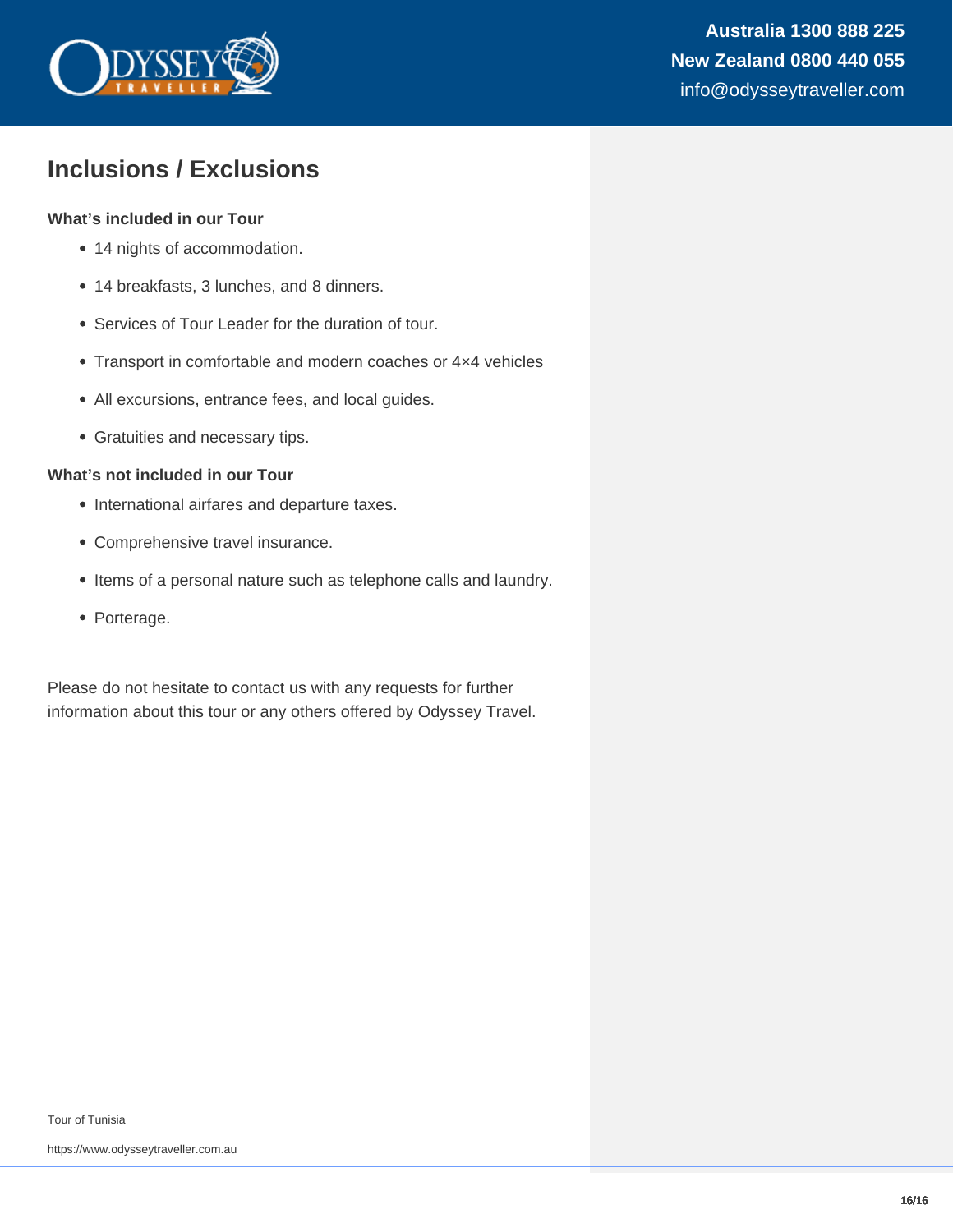## Inclusions / Exclusions

**What's included in our Tour**

- 14 nights of accommodation.
- 14 breakfasts, 3 lunches, and 8 dinners.
- Services of Tour Leader for the duration of tour.
- Transport in comfortable and modern coaches or 4×4 vehicles
- All excursions, entrance fees, and local guides.
- Gratuities and necessary tips.

**What's not included in our Tour**

- International airfares and departure taxes.
- Comprehensive travel insurance.
- Items of a personal nature such as telephone calls and laundry.
- Porterage.

Please do not hesitate to contact us with any requests for further information about this tour or any others offered by Odyssey Travel.